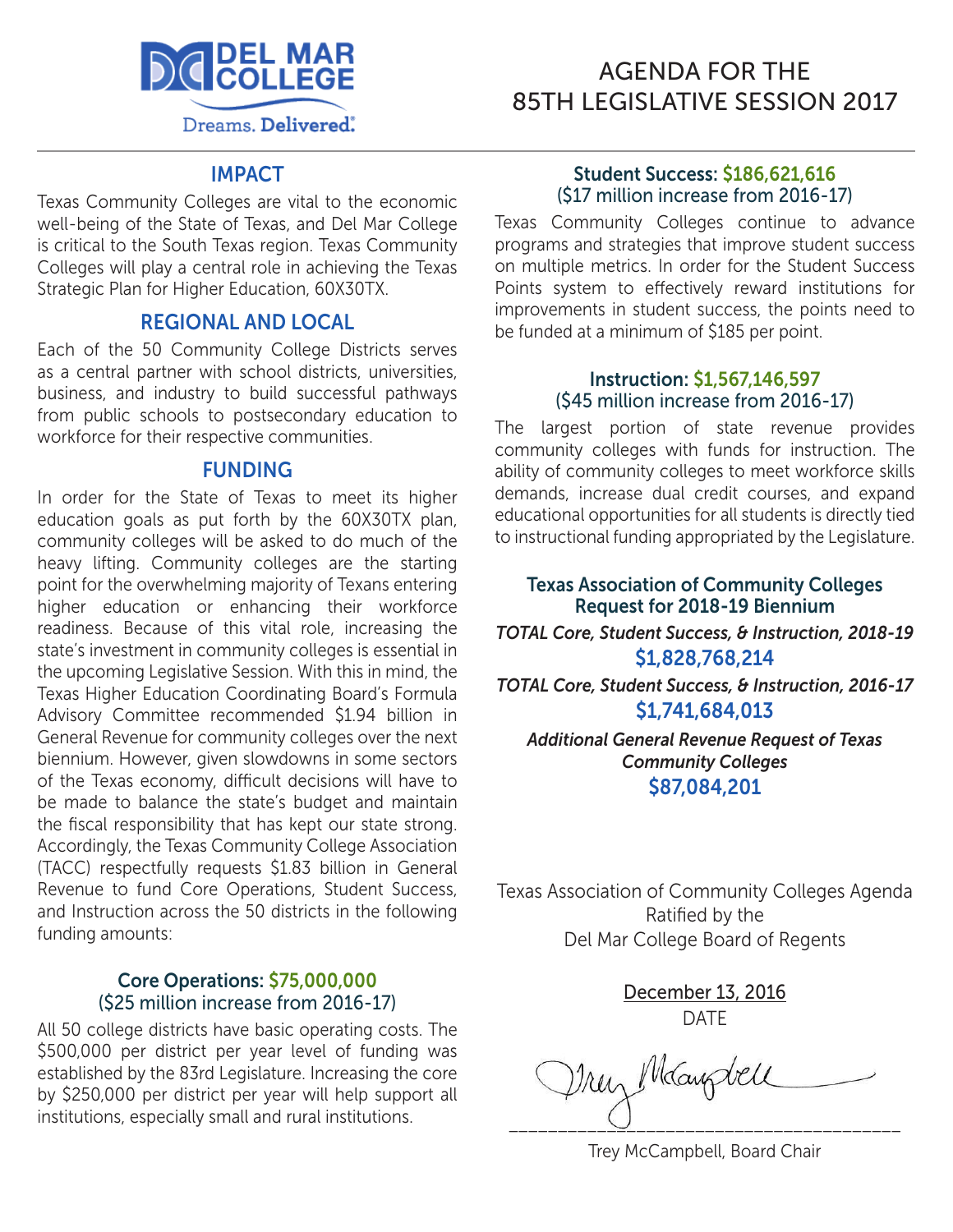DEL MAR COLLEGE

Dreams. Delivered.

# AGENDA FOR THE 85TH LEGISLATIVE SESSION 2017

## IMPACT

Texas Community Colleges are vital to the economic well-being of the State of Texas, and Del Mar College is critical to the South Texas region. Texas Community Colleges will play a central role in achieving the Texas Strategic Plan for Higher Education, 60X30TX.

## REGIONAL AND LOCAL

Each of the 50 Community College Districts serves as a central partner with school districts, universities, business, and industry to build successful pathways from public schools to postsecondary education to workforce for their respective communities.

## FUNDING

In order for the State of Texas to meet its higher education goals as put forth by the 60X30TX plan, community colleges will be asked to do much of the heavy lifting. Community colleges are the starting point for the overwhelming majority of Texans entering higher education or enhancing their workforce readiness. Because of this vital role, increasing the state's investment in community colleges is essential in the upcoming Legislative Session. With this in mind, the Texas Higher Education Coordinating Board's Formula Advisory Committee recommended $1.94 billion in General Revenue for community colleges over the next biennium. However, given slowdowns in some sectors of the Texas economy, difficult decisions will have to be made to balance the state's budget and maintain the fiscal responsibility that has kept our state strong. Accordingly, the Texas Community College Association (TACC) respectfully requests $1.83 billion in General Revenue to fund Core Operations, Student Success, and Instruction across the 50 districts in the following funding amounts:

### Core Operations: $75,000,000
### ($25 million increase from 2016-17)

All 50 college districts have basic operating costs. The $500,000 per district per year level of funding was established by the 83rd Legislature. Increasing the core by $250,000 per district per year will help support all institutions, especially small and rural institutions.

### Student Success: $186,621,616
### ($17 million increase from 2016-17)

Texas Community Colleges continue to advance programs and strategies that improve student success on multiple metrics. In order for the Student Success Points system to effectively reward institutions for improvements in student success, the points need to be funded at a minimum of $185 per point.

### Instruction: $1,567,146,597
### ($45 million increase from 2016-17)

The largest portion of state revenue provides community colleges with funds for instruction. The ability of community colleges to meet workforce skills demands, increase dual credit courses, and expand educational opportunities for all students is directly tied to instructional funding appropriated by the Legislature.

### Texas Association of Community Colleges Request for 2018-19 Biennium

*TOTAL Core, Student Success, & Instruction, 2018-19*

**$1,828,768,214**

*TOTAL Core, Student Success, & Instruction, 2016-17*

**$1,741,684,013**

*Additional General Revenue Request of Texas Community Colleges*

**$87,084,201**

Texas Association of Community Colleges Agenda Ratified by the Del Mar College Board of Regents

December 13, 2016

DATE

Trey McCampbell

Trey McCampbell, Board Chair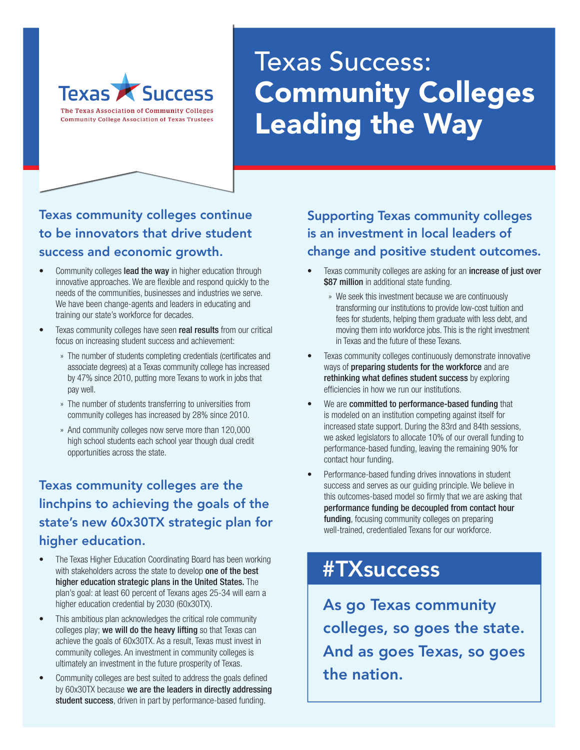Texas Success

The Texas Association of Community Colleges
Community College Association of Texas Trustees

# Texas Success: Community Colleges Leading the Way

## Texas community colleges continue to be innovators that drive student success and economic growth.

- Community colleges **lead the way** in higher education through innovative approaches. We are flexible and respond quickly to the needs of the communities, businesses and industries we serve. We have been change-agents and leaders in educating and training our state's workforce for decades.
- Texas community colleges have seen **real results** from our critical focus on increasing student success and achievement:
  - The number of students completing credentials (certificates and associate degrees) at a Texas community college has increased by 47% since 2010, putting more Texans to work in jobs that pay well.
  - The number of students transferring to universities from community colleges has increased by 28% since 2010.
  - And community colleges now serve more than 120,000 high school students each school year though dual credit opportunities across the state.

## Texas community colleges are the linchpins to achieving the goals of the state's new 60x30TX strategic plan for higher education.

- The Texas Higher Education Coordinating Board has been working with stakeholders across the state to develop **one of the best higher education strategic plans in the United States.** The plan's goal: at least 60 percent of Texans ages 25-34 will earn a higher education credential by 2030 (60x30TX).
- This ambitious plan acknowledges the critical role community colleges play; **we will do the heavy lifting** so that Texas can achieve the goals of 60x30TX. As a result, Texas must invest in community colleges. An investment in community colleges is ultimately an investment in the future prosperity of Texas.
- Community colleges are best suited to address the goals defined by 60x30TX because **we are the leaders in directly addressing student success**, driven in part by performance-based funding.

## Supporting Texas community colleges is an investment in local leaders of change and positive student outcomes.

- Texas community colleges are asking for an **increase of just over $87 million** in additional state funding.
  - We seek this investment because we are continuously transforming our institutions to provide low-cost tuition and fees for students, helping them graduate with less debt, and moving them into workforce jobs. This is the right investment in Texas and the future of these Texans.
- Texas community colleges continuously demonstrate innovative ways of **preparing students for the workforce** and are **rethinking what defines student success** by exploring efficiencies in how we run our institutions.
- We are **committed to performance-based funding** that is modeled on an institution competing against itself for increased state support. During the 83rd and 84th sessions, we asked legislators to allocate 10% of our overall funding to performance-based funding, leaving the remaining 90% for contact hour funding.
- Performance-based funding drives innovations in student success and serves as our guiding principle. We believe in this outcomes-based model so firmly that we are asking that **performance funding be decoupled from contact hour funding**, focusing community colleges on preparing well-trained, credentialed Texans for our workforce.

## #TXsuccess

**As go Texas community colleges, so goes the state. And as goes Texas, so goes the nation.**